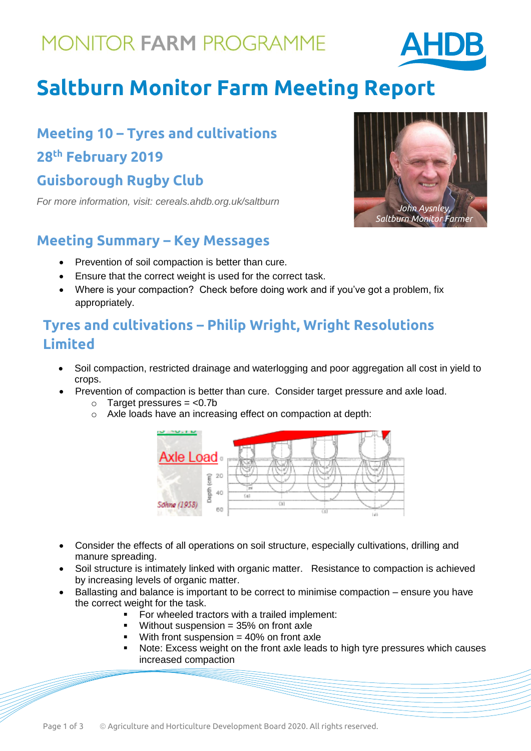# MONITOR FARM PROGRAMME

# Saltburn Monitor Farm Meeting Report

## Meeting 10 – Tyres and cultivations

## 28th February 2019

## Guisborough Rugby Club

*For more information, visit: cereals.ahdb.org.uk/saltburn*

*John Aysnley, Saltburn Monitor Farmer*

## Meeting Summary – Key Messages

- Prevention of soil compaction is better than cure.
- Ensure that the correct weight is used for the correct task.
- Where is your compaction? Check before doing work and if you've got a problem, fix appropriately.

## Tyres and cultivations – Philip Wright, Wright Resolutions Limited

- Soil compaction, restricted drainage and waterlogging and poor aggregation all cost in yield to crops.
- Prevention of compaction is better than cure. Consider target pressure and axle load.
  - Target pressures = <0.7b
  - Axle loads have an increasing effect on compaction at depth:

- Consider the effects of all operations on soil structure, especially cultivations, drilling and manure spreading.
- Soil structure is intimately linked with organic matter. Resistance to compaction is achieved by increasing levels of organic matter.
- Ballasting and balance is important to be correct to minimise compaction – ensure you have the correct weight for the task.
  - For wheeled tractors with a trailed implement:
  - Without suspension = 35% on front axle
  - With front suspension = 40% on front axle
  - Note: Excess weight on the front axle leads to high tyre pressures which causes increased compaction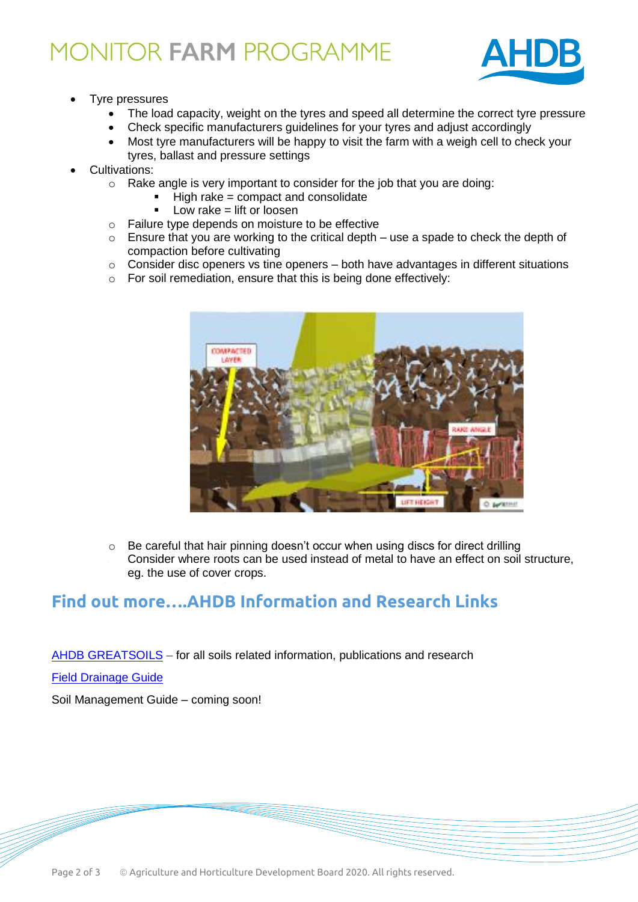- Tyre pressures
  - The load capacity, weight on the tyres and speed all determine the correct tyre pressure
  - Check specific manufacturers guidelines for your tyres and adjust accordingly
  - Most tyre manufacturers will be happy to visit the farm with a weigh cell to check your tyres, ballast and pressure settings
- Cultivations:
  - Rake angle is very important to consider for the job that you are doing:
    - High rake = compact and consolidate
    - Low rake = lift or loosen
  - Failure type depends on moisture to be effective
  - Ensure that you are working to the critical depth – use a spade to check the depth of compaction before cultivating
  - Consider disc openers vs tine openers – both have advantages in different situations
  - For soil remediation, ensure that this is being done effectively:

COMPACTED LAYER

RAKE ANGLE

LIFT HEIGHT

  - Be careful that hair pinning doesn't occur when using discs for direct drilling
    Consider where roots can be used instead of metal to have an effect on soil structure, eg. the use of cover crops.

## Find out more….AHDB Information and Research Links

[AHDB GREATSOILS]() – for all soils related information, publications and research

[Field Drainage Guide]()

Soil Management Guide – coming soon!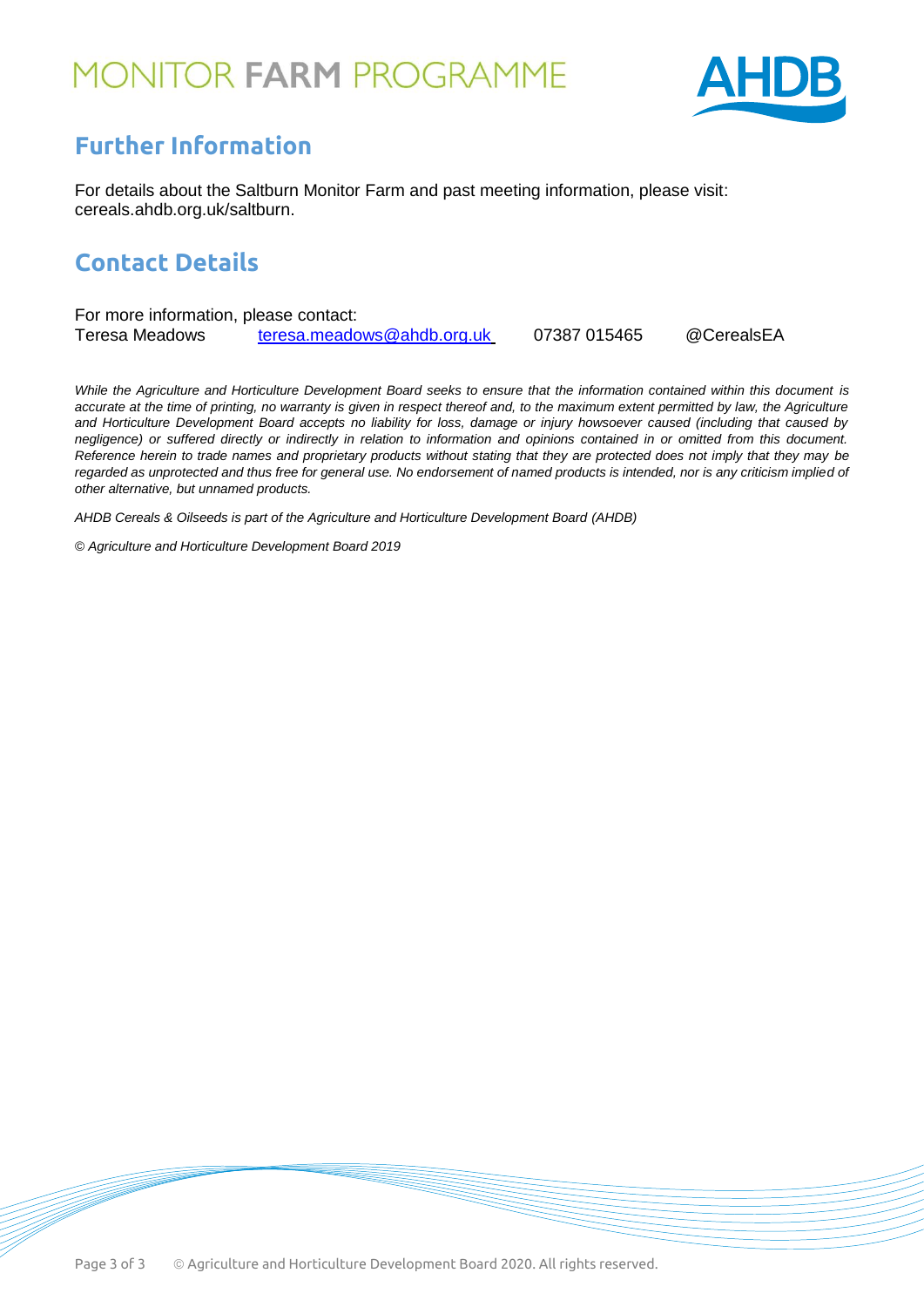# MONITOR FARM PROGRAMME

## Further Information

For details about the Saltburn Monitor Farm and past meeting information, please visit: cereals.ahdb.org.uk/saltburn.

## Contact Details

For more information, please contact:

Teresa Meadows    teresa.meadows@ahdb.org.uk    07387 015465    @CerealsEA

*While the Agriculture and Horticulture Development Board seeks to ensure that the information contained within this document is accurate at the time of printing, no warranty is given in respect thereof and, to the maximum extent permitted by law, the Agriculture and Horticulture Development Board accepts no liability for loss, damage or injury howsoever caused (including that caused by negligence) or suffered directly or indirectly in relation to information and opinions contained in or omitted from this document. Reference herein to trade names and proprietary products without stating that they are protected does not imply that they may be regarded as unprotected and thus free for general use. No endorsement of named products is intended, nor is any criticism implied of other alternative, but unnamed products.*

*AHDB Cereals & Oilseeds is part of the Agriculture and Horticulture Development Board (AHDB)*

*© Agriculture and Horticulture Development Board 2019*